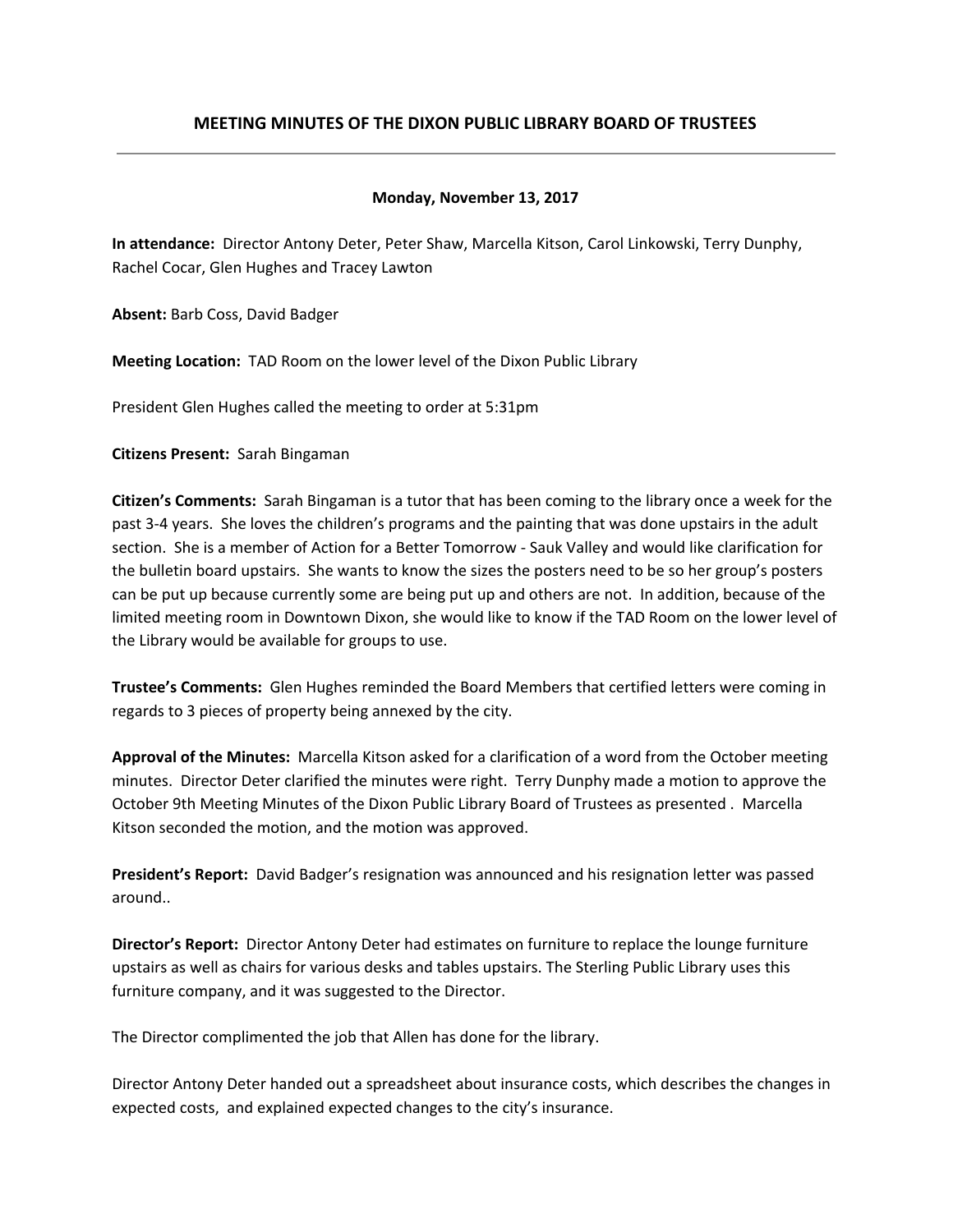# MEETING MINUTES OF THE DIXON PUBLIC LIBRARY BOARD OF TRUSTEES

---

**Monday, November 13, 2017**

**In attendance:** Director Antony Deter, Peter Shaw, Marcella Kitson, Carol Linkowski, Terry Dunphy, Rachel Cocar, Glen Hughes and Tracey Lawton

**Absent:** Barb Coss, David Badger

**Meeting Location:** TAD Room on the lower level of the Dixon Public Library

President Glen Hughes called the meeting to order at 5:31pm

**Citizens Present:** Sarah Bingaman

**Citizen's Comments:** Sarah Bingaman is a tutor that has been coming to the library once a week for the past 3-4 years. She loves the children's programs and the painting that was done upstairs in the adult section. She is a member of Action for a Better Tomorrow - Sauk Valley and would like clarification for the bulletin board upstairs. She wants to know the sizes the posters need to be so her group's posters can be put up because currently some are being put up and others are not. In addition, because of the limited meeting room in Downtown Dixon, she would like to know if the TAD Room on the lower level of the Library would be available for groups to use.

**Trustee's Comments:** Glen Hughes reminded the Board Members that certified letters were coming in regards to 3 pieces of property being annexed by the city.

**Approval of the Minutes:** Marcella Kitson asked for a clarification of a word from the October meeting minutes. Director Deter clarified the minutes were right. Terry Dunphy made a motion to approve the October 9th Meeting Minutes of the Dixon Public Library Board of Trustees as presented . Marcella Kitson seconded the motion, and the motion was approved.

**President's Report:** David Badger's resignation was announced and his resignation letter was passed around..

**Director's Report:** Director Antony Deter had estimates on furniture to replace the lounge furniture upstairs as well as chairs for various desks and tables upstairs. The Sterling Public Library uses this furniture company, and it was suggested to the Director.

The Director complimented the job that Allen has done for the library.

Director Antony Deter handed out a spreadsheet about insurance costs, which describes the changes in expected costs, and explained expected changes to the city's insurance.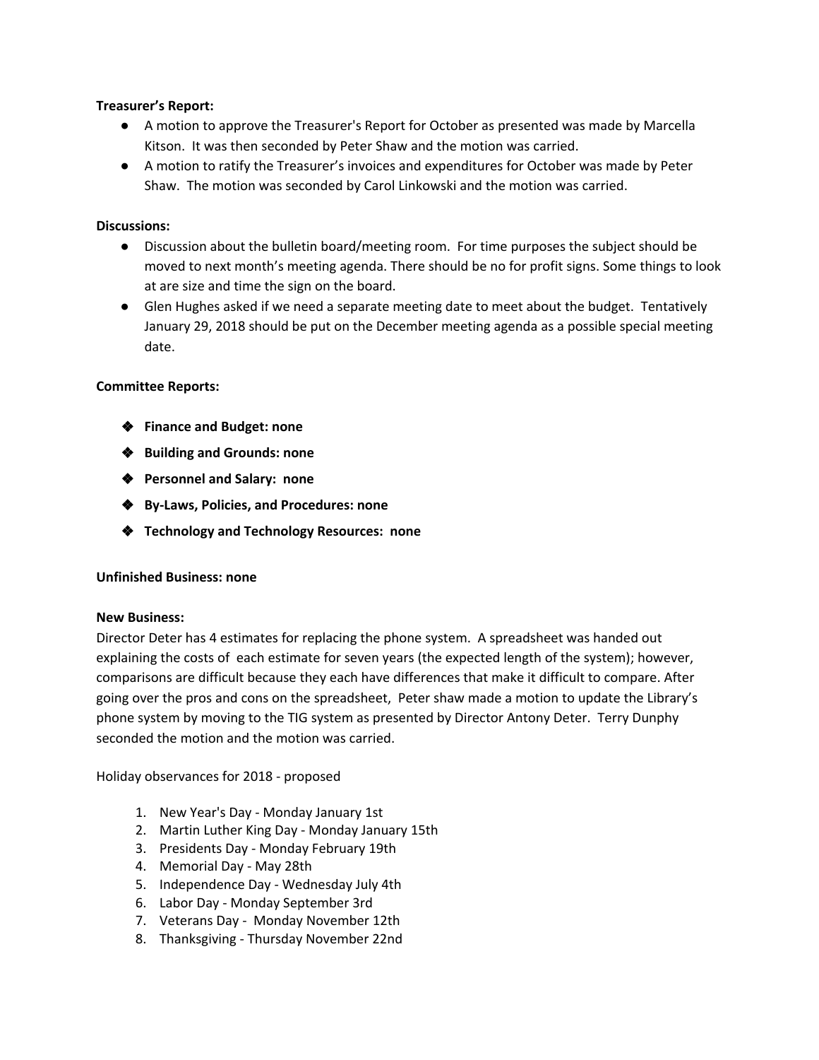**Treasurer's Report:**

- A motion to approve the Treasurer's Report for October as presented was made by Marcella Kitson. It was then seconded by Peter Shaw and the motion was carried.
- A motion to ratify the Treasurer's invoices and expenditures for October was made by Peter Shaw. The motion was seconded by Carol Linkowski and the motion was carried.

**Discussions:**

- Discussion about the bulletin board/meeting room. For time purposes the subject should be moved to next month's meeting agenda. There should be no for profit signs. Some things to look at are size and time the sign on the board.
- Glen Hughes asked if we need a separate meeting date to meet about the budget. Tentatively January 29, 2018 should be put on the December meeting agenda as a possible special meeting date.

**Committee Reports:**

- **Finance and Budget: none**
- **Building and Grounds: none**
- **Personnel and Salary: none**
- **By-Laws, Policies, and Procedures: none**
- **Technology and Technology Resources: none**

**Unfinished Business: none**

**New Business:**
Director Deter has 4 estimates for replacing the phone system. A spreadsheet was handed out explaining the costs of each estimate for seven years (the expected length of the system); however, comparisons are difficult because they each have differences that make it difficult to compare. After going over the pros and cons on the spreadsheet, Peter shaw made a motion to update the Library's phone system by moving to the TIG system as presented by Director Antony Deter. Terry Dunphy seconded the motion and the motion was carried.

Holiday observances for 2018 - proposed

1. New Year's Day - Monday January 1st
2. Martin Luther King Day - Monday January 15th
3. Presidents Day - Monday February 19th
4. Memorial Day - May 28th
5. Independence Day - Wednesday July 4th
6. Labor Day - Monday September 3rd
7. Veterans Day - Monday November 12th
8. Thanksgiving - Thursday November 22nd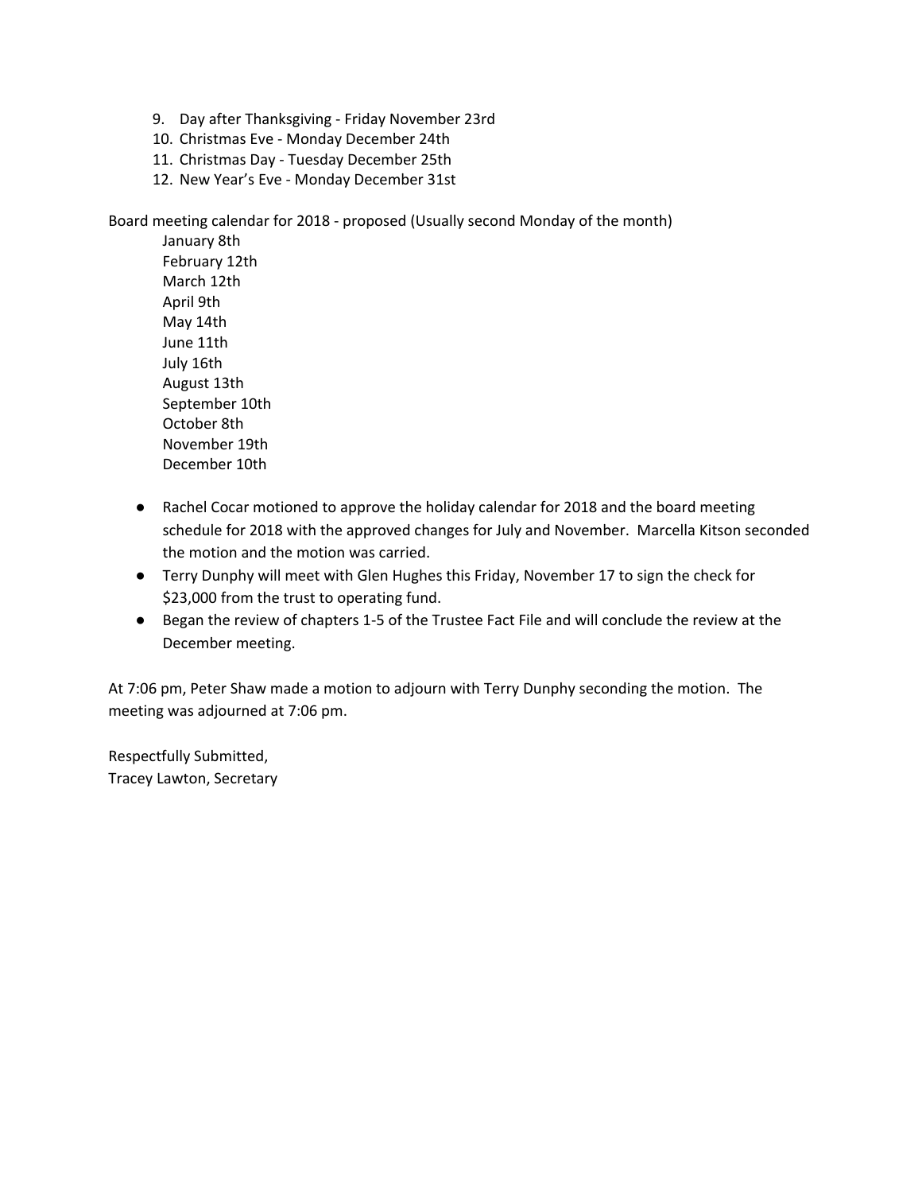9. Day after Thanksgiving - Friday November 23rd
10. Christmas Eve - Monday December 24th
11. Christmas Day - Tuesday December 25th
12. New Year's Eve - Monday December 31st

Board meeting calendar for 2018 - proposed (Usually second Monday of the month)

January 8th
February 12th
March 12th
April 9th
May 14th
June 11th
July 16th
August 13th
September 10th
October 8th
November 19th
December 10th

- Rachel Cocar motioned to approve the holiday calendar for 2018 and the board meeting schedule for 2018 with the approved changes for July and November. Marcella Kitson seconded the motion and the motion was carried.
- Terry Dunphy will meet with Glen Hughes this Friday, November 17 to sign the check for $23,000 from the trust to operating fund.
- Began the review of chapters 1-5 of the Trustee Fact File and will conclude the review at the December meeting.

At 7:06 pm, Peter Shaw made a motion to adjourn with Terry Dunphy seconding the motion. The meeting was adjourned at 7:06 pm.

Respectfully Submitted,
Tracey Lawton, Secretary